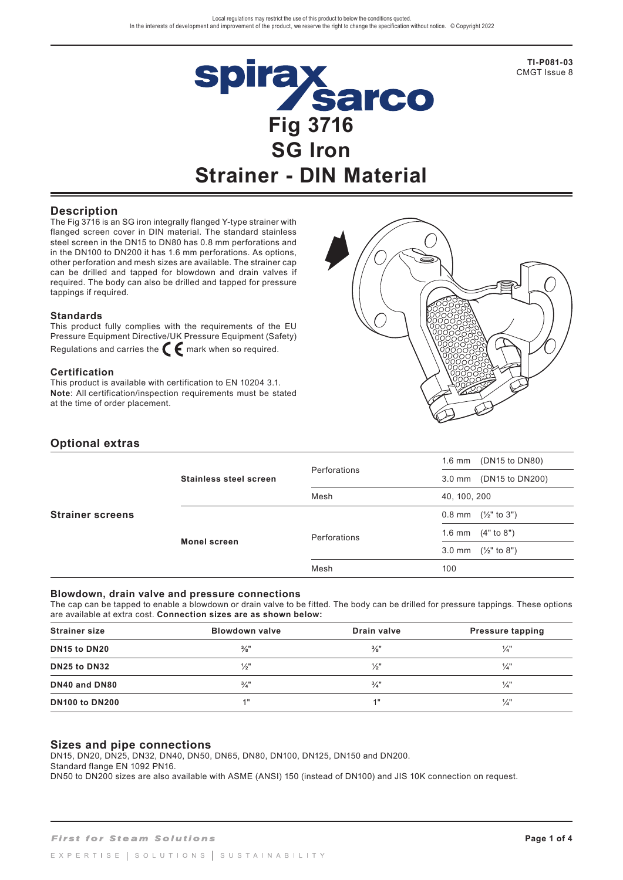Local regulations may restrict the use of this product to below the conditions quoted.
In the interests of development and improvement of the product, we reserve the right to change the specification without notice. © Copyright 2022

**TI-P081-03**
CMGT Issue 8

# Fig 3716 SG Iron Strainer - DIN Material

## Description

The Fig 3716 is an SG iron integrally flanged Y-type strainer with flanged screen cover in DIN material. The standard stainless steel screen in the DN15 to DN80 has 0.8 mm perforations and in the DN100 to DN200 it has 1.6 mm perforations. As options, other perforation and mesh sizes are available. The strainer cap can be drilled and tapped for blowdown and drain valves if required. The body can also be drilled and tapped for pressure tappings if required.

### Standards

This product fully complies with the requirements of the EU Pressure Equipment Directive/UK Pressure Equipment (Safety) Regulations and carries the CE mark when so required.

### Certification

This product is available with certification to EN 10204 3.1.
**Note**: All certification/inspection requirements must be stated at the time of order placement.

## Optional extras

| | | | |
|---|---|---|---|
| **Strainer screens** | **Stainless steel screen** | Perforations | 1.6 mm (DN15 to DN80) |
| | | | 3.0 mm (DN15 to DN200) |
| | | Mesh | 40, 100, 200 |
| | **Monel screen** | Perforations | 0.8 mm (½" to 3") |
| | | | 1.6 mm (4" to 8") |
| | | | 3.0 mm (½" to 8") |
| | | Mesh | 100 |

### Blowdown, drain valve and pressure connections

The cap can be tapped to enable a blowdown or drain valve to be fitted. The body can be drilled for pressure tappings. These options are available at extra cost. **Connection sizes are as shown below:**

| Strainer size | Blowdown valve | Drain valve | Pressure tapping |
|---|---|---|---|
| **DN15 to DN20** | ⅜" | ⅜" | ¼" |
| **DN25 to DN32** | ½" | ½" | ¼" |
| **DN40 and DN80** | ¾" | ¾" | ¼" |
| **DN100 to DN200** | 1" | 1" | ¼" |

## Sizes and pipe connections

DN15, DN20, DN25, DN32, DN40, DN50, DN65, DN80, DN100, DN125, DN150 and DN200.
Standard flange EN 1092 PN16.
DN50 to DN200 sizes are also available with ASME (ANSI) 150 (instead of DN100) and JIS 10K connection on request.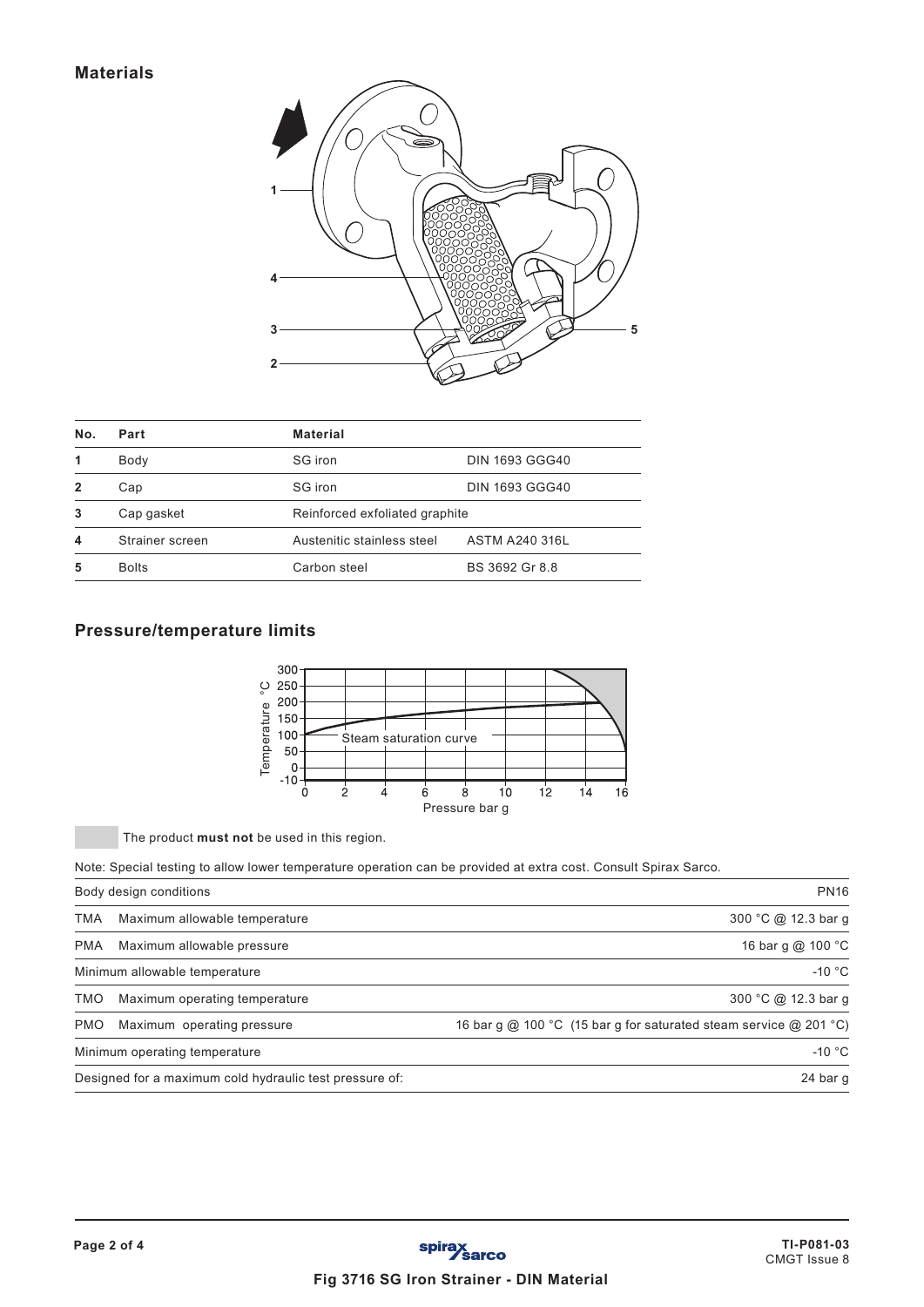## Materials

| No. | Part | Material | |
|---|---|---|---|
| 1 | Body | SG iron | DIN 1693 GGG40 |
| 2 | Cap | SG iron | DIN 1693 GGG40 |
| 3 | Cap gasket | Reinforced exfoliated graphite | |
| 4 | Strainer screen | Austenitic stainless steel | ASTM A240 316L |
| 5 | Bolts | Carbon steel | BS 3692 Gr 8.8 |

## Pressure/temperature limits

The product **must not** be used in this region.

Note: Special testing to allow lower temperature operation can be provided at extra cost. Consult Spirax Sarco.

| Body design conditions | | PN16 |
|---|---|---|
| TMA | Maximum allowable temperature | 300 °C @ 12.3 bar g |
| PMA | Maximum allowable pressure | 16 bar g @ 100 °C |
| Minimum allowable temperature | | -10 °C |
| TMO | Maximum operating temperature | 300 °C @ 12.3 bar g |
| PMO | Maximum operating pressure | 16 bar g @ 100 °C (15 bar g for saturated steam service @ 201 °C) |
| Minimum operating temperature | | -10 °C |
| Designed for a maximum cold hydraulic test pressure of: | | 24 bar g |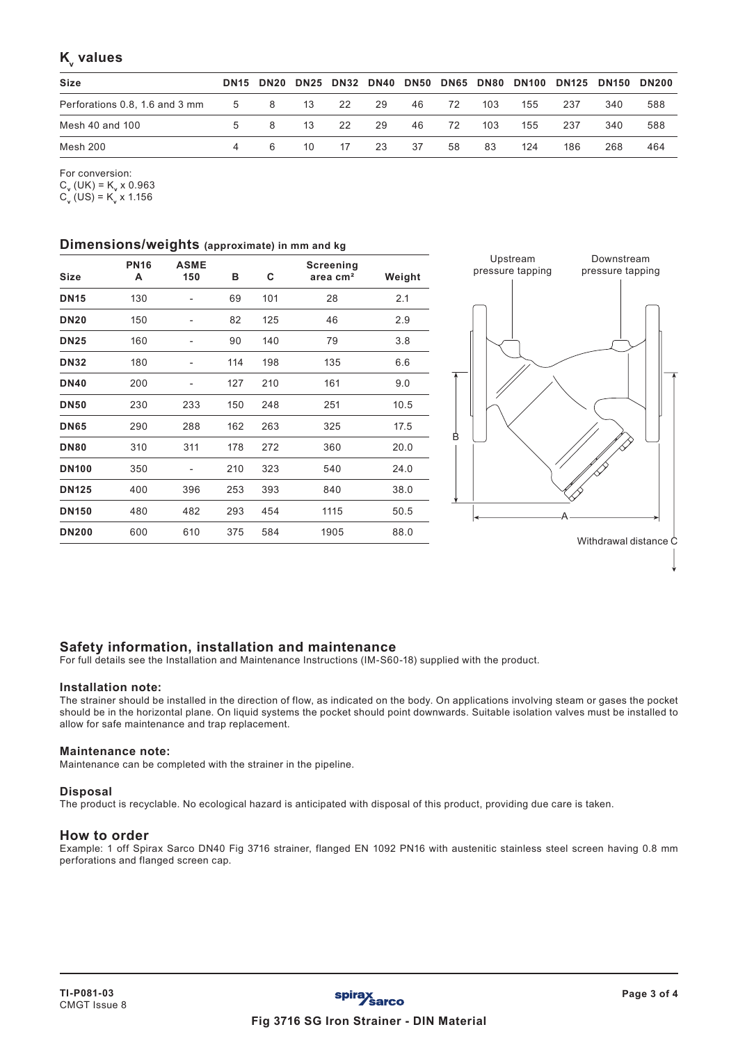## $K_v$ values

| Size | DN15 | DN20 | DN25 | DN32 | DN40 | DN50 | DN65 | DN80 | DN100 | DN125 | DN150 | DN200 |
|---|---|---|---|---|---|---|---|---|---|---|---|---|
| Perforations 0.8, 1.6 and 3 mm | 5 | 8 | 13 | 22 | 29 | 46 | 72 | 103 | 155 | 237 | 340 | 588 |
| Mesh 40 and 100 | 5 | 8 | 13 | 22 | 29 | 46 | 72 | 103 | 155 | 237 | 340 | 588 |
| Mesh 200 | 4 | 6 | 10 | 17 | 23 | 37 | 58 | 83 | 124 | 186 | 268 | 464 |

For conversion:
$C_v$ (UK) = $K_v$ x 0.963
$C_v$ (US) = $K_v$ x 1.156

## Dimensions/weights (approximate) in mm and kg

| Size | PN16 A | ASME 150 | B | C | Screening area cm² | Weight |
|---|---|---|---|---|---|---|
| **DN15** | 130 | - | 69 | 101 | 28 | 2.1 |
| **DN20** | 150 | - | 82 | 125 | 46 | 2.9 |
| **DN25** | 160 | - | 90 | 140 | 79 | 3.8 |
| **DN32** | 180 | - | 114 | 198 | 135 | 6.6 |
| **DN40** | 200 | - | 127 | 210 | 161 | 9.0 |
| **DN50** | 230 | 233 | 150 | 248 | 251 | 10.5 |
| **DN65** | 290 | 288 | 162 | 263 | 325 | 17.5 |
| **DN80** | 310 | 311 | 178 | 272 | 360 | 20.0 |
| **DN100** | 350 | - | 210 | 323 | 540 | 24.0 |
| **DN125** | 400 | 396 | 253 | 393 | 840 | 38.0 |
| **DN150** | 480 | 482 | 293 | 454 | 1115 | 50.5 |
| **DN200** | 600 | 610 | 375 | 584 | 1905 | 88.0 |

Upstream pressure tapping

Downstream pressure tapping

Withdrawal distance C

## Safety information, installation and maintenance

For full details see the Installation and Maintenance Instructions (IM-S60-18) supplied with the product.

### Installation note:

The strainer should be installed in the direction of flow, as indicated on the body. On applications involving steam or gases the pocket should be in the horizontal plane. On liquid systems the pocket should point downwards. Suitable isolation valves must be installed to allow for safe maintenance and trap replacement.

### Maintenance note:

Maintenance can be completed with the strainer in the pipeline.

### Disposal

The product is recyclable. No ecological hazard is anticipated with disposal of this product, providing due care is taken.

## How to order

Example: 1 off Spirax Sarco DN40 Fig 3716 strainer, flanged EN 1092 PN16 with austenitic stainless steel screen having 0.8 mm perforations and flanged screen cap.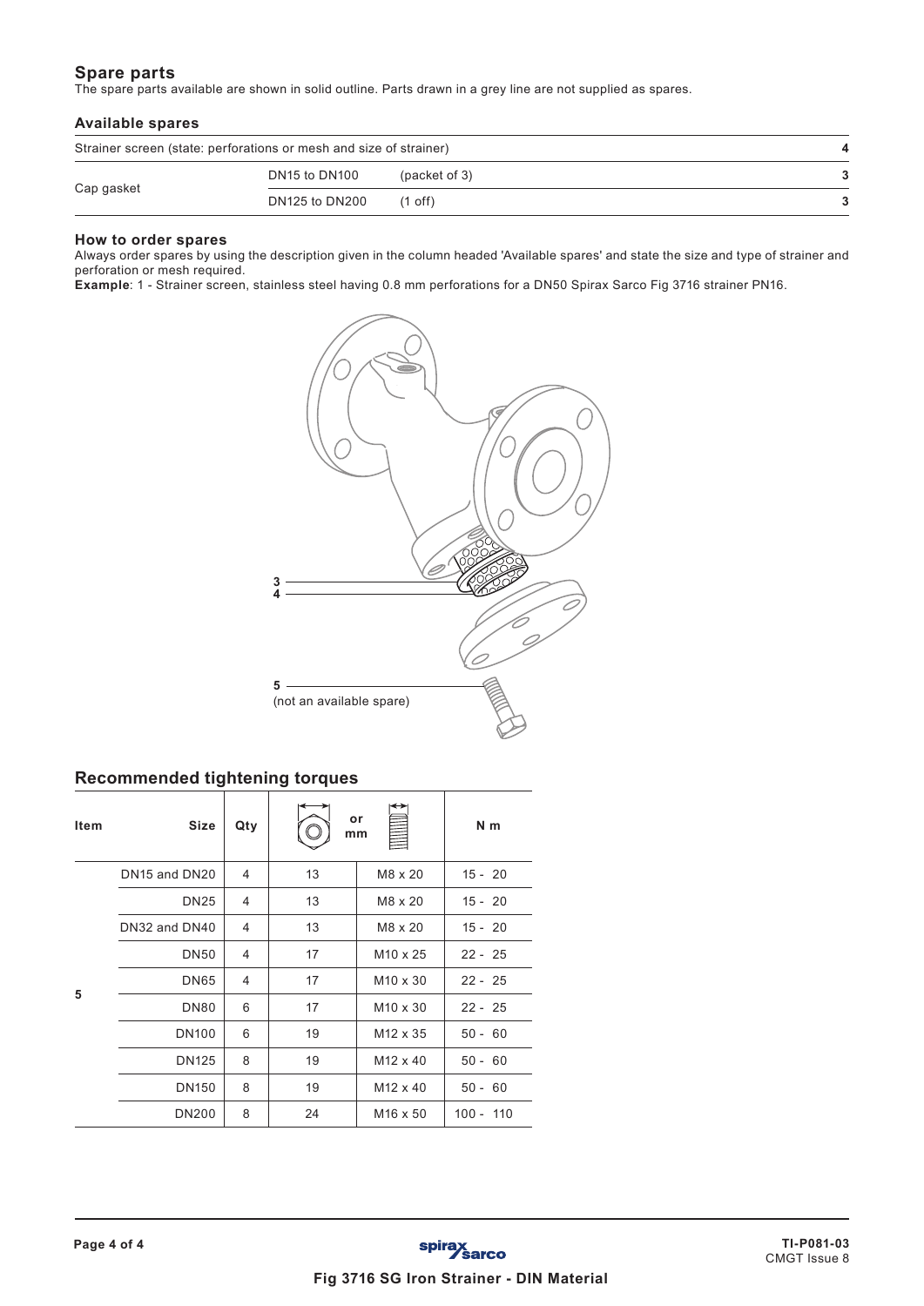## Spare parts

The spare parts available are shown in solid outline. Parts drawn in a grey line are not supplied as spares.

### Available spares

| | | | |
|---|---|---|---|
| Strainer screen (state: perforations or mesh and size of strainer) | | | 4 |
| Cap gasket | DN15 to DN100 | (packet of 3) | 3 |
| | DN125 to DN200 | (1 off) | 3 |

### How to order spares

Always order spares by using the description given in the column headed 'Available spares' and state the size and type of strainer and perforation or mesh required.

**Example**: 1 - Strainer screen, stainless steel having 0.8 mm perforations for a DN50 Spirax Sarco Fig 3716 strainer PN16.

3

4

5
(not an available spare)

## Recommended tightening torques

| Item | Size | Qty | mm (across flats) | or mm (thread) | N m |
|---|---|---|---|---|---|
| 5 | DN15 and DN20 | 4 | 13 | M8 x 20 | 15 - 20 |
| | DN25 | 4 | 13 | M8 x 20 | 15 - 20 |
| | DN32 and DN40 | 4 | 13 | M8 x 20 | 15 - 20 |
| | DN50 | 4 | 17 | M10 x 25 | 22 - 25 |
| | DN65 | 4 | 17 | M10 x 30 | 22 - 25 |
| | DN80 | 6 | 17 | M10 x 30 | 22 - 25 |
| | DN100 | 6 | 19 | M12 x 35 | 50 - 60 |
| | DN125 | 8 | 19 | M12 x 40 | 50 - 60 |
| | DN150 | 8 | 19 | M12 x 40 | 50 - 60 |
| | DN200 | 8 | 24 | M16 x 50 | 100 - 110 |